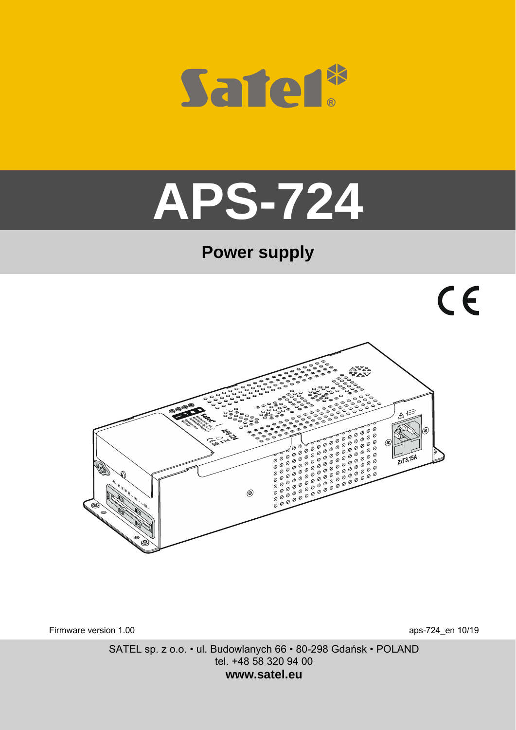# APS-724

## Power supply

Firmware version 1.00

aps-724_en 10/19

SATEL sp. z o.o. • ul. Budowlanych 66 • 80-298 Gdańsk • POLAND
tel. +48 58 320 94 00
**www.satel.eu**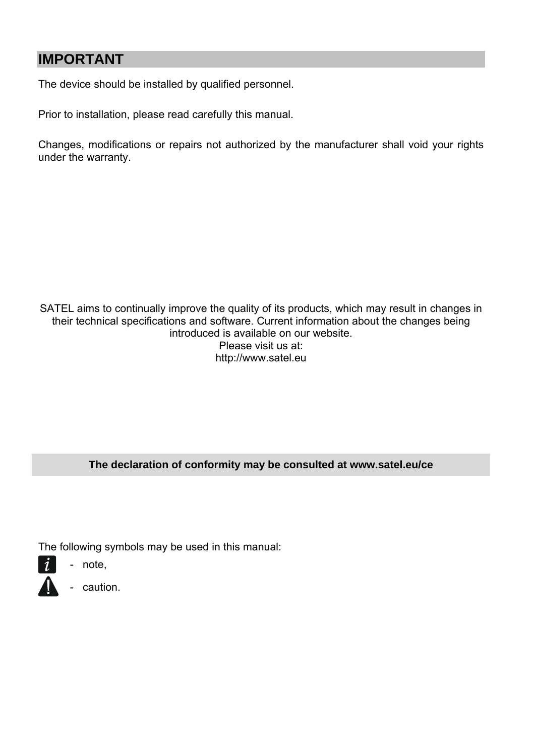# IMPORTANT

The device should be installed by qualified personnel.

Prior to installation, please read carefully this manual.

Changes, modifications or repairs not authorized by the manufacturer shall void your rights under the warranty.

SATEL aims to continually improve the quality of its products, which may result in changes in their technical specifications and software. Current information about the changes being introduced is available on our website.
Please visit us at:
http://www.satel.eu

**The declaration of conformity may be consulted at www.satel.eu/ce**

The following symbols may be used in this manual:

- note,
- caution.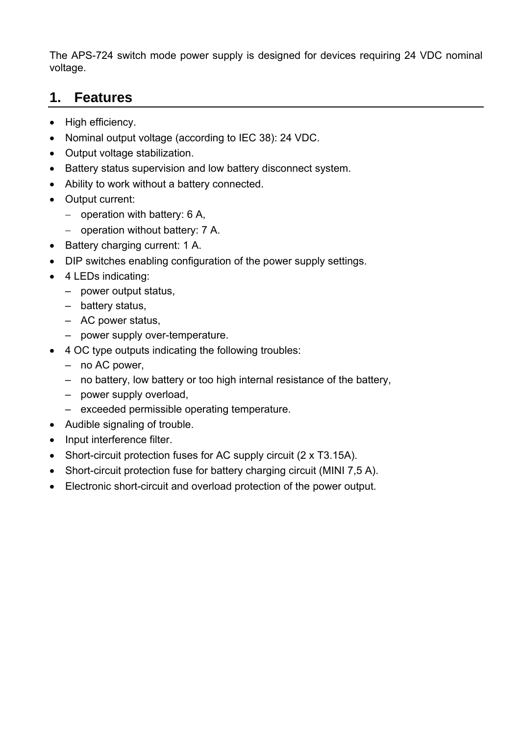The APS-724 switch mode power supply is designed for devices requiring 24 VDC nominal voltage.

## 1. Features

- High efficiency.
- Nominal output voltage (according to IEC 38): 24 VDC.
- Output voltage stabilization.
- Battery status supervision and low battery disconnect system.
- Ability to work without a battery connected.
- Output current:
  - operation with battery: 6 A,
  - operation without battery: 7 A.
- Battery charging current: 1 A.
- DIP switches enabling configuration of the power supply settings.
- 4 LEDs indicating:
  - power output status,
  - battery status,
  - AC power status,
  - power supply over-temperature.
- 4 OC type outputs indicating the following troubles:
  - no AC power,
  - no battery, low battery or too high internal resistance of the battery,
  - power supply overload,
  - exceeded permissible operating temperature.
- Audible signaling of trouble.
- Input interference filter.
- Short-circuit protection fuses for AC supply circuit (2 x T3.15A).
- Short-circuit protection fuse for battery charging circuit (MINI 7,5 A).
- Electronic short-circuit and overload protection of the power output.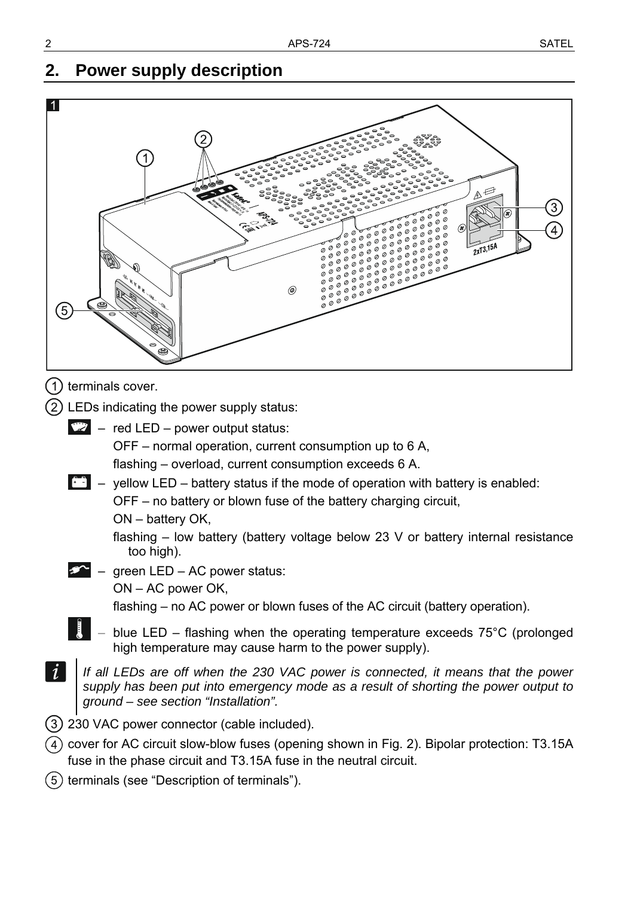## 2. Power supply description

1

(1) terminals cover.

(2) LEDs indicating the power supply status:

- red LED – power output status:
  OFF – normal operation, current consumption up to 6 A,
  flashing – overload, current consumption exceeds 6 A.
- yellow LED – battery status if the mode of operation with battery is enabled:
  OFF – no battery or blown fuse of the battery charging circuit,
  ON – battery OK,
  flashing – low battery (battery voltage below 23 V or battery internal resistance too high).
- green LED – AC power status:
  ON – AC power OK,
  flashing – no AC power or blown fuses of the AC circuit (battery operation).
- blue LED – flashing when the operating temperature exceeds 75°C (prolonged high temperature may cause harm to the power supply).

*If all LEDs are off when the 230 VAC power is connected, it means that the power supply has been put into emergency mode as a result of shorting the power output to ground – see section “Installation”.*

(3) 230 VAC power connector (cable included).

(4) cover for AC circuit slow-blow fuses (opening shown in Fig. 2). Bipolar protection: T3.15A fuse in the phase circuit and T3.15A fuse in the neutral circuit.

(5) terminals (see “Description of terminals”).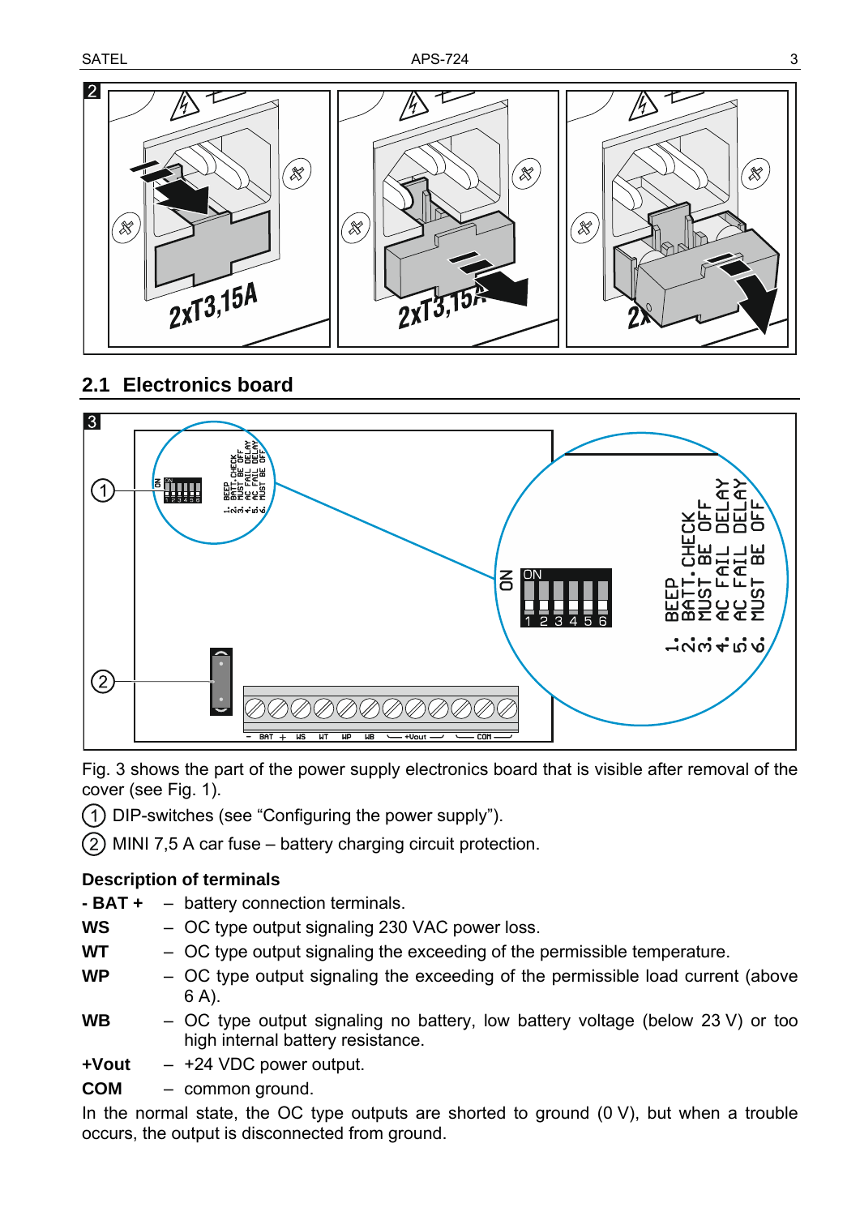## 2.1 Electronics board

Fig. 3 shows the part of the power supply electronics board that is visible after removal of the cover (see Fig. 1).

① DIP-switches (see "Configuring the power supply").

② MINI 7,5 A car fuse – battery charging circuit protection.

**Description of terminals**

**- BAT +** – battery connection terminals.

**WS** – OC type output signaling 230 VAC power loss.

**WT** – OC type output signaling the exceeding of the permissible temperature.

**WP** – OC type output signaling the exceeding of the permissible load current (above 6 A).

**WB** – OC type output signaling no battery, low battery voltage (below 23 V) or too high internal battery resistance.

**+Vout** – +24 VDC power output.

**COM** – common ground.

In the normal state, the OC type outputs are shorted to ground (0 V), but when a trouble occurs, the output is disconnected from ground.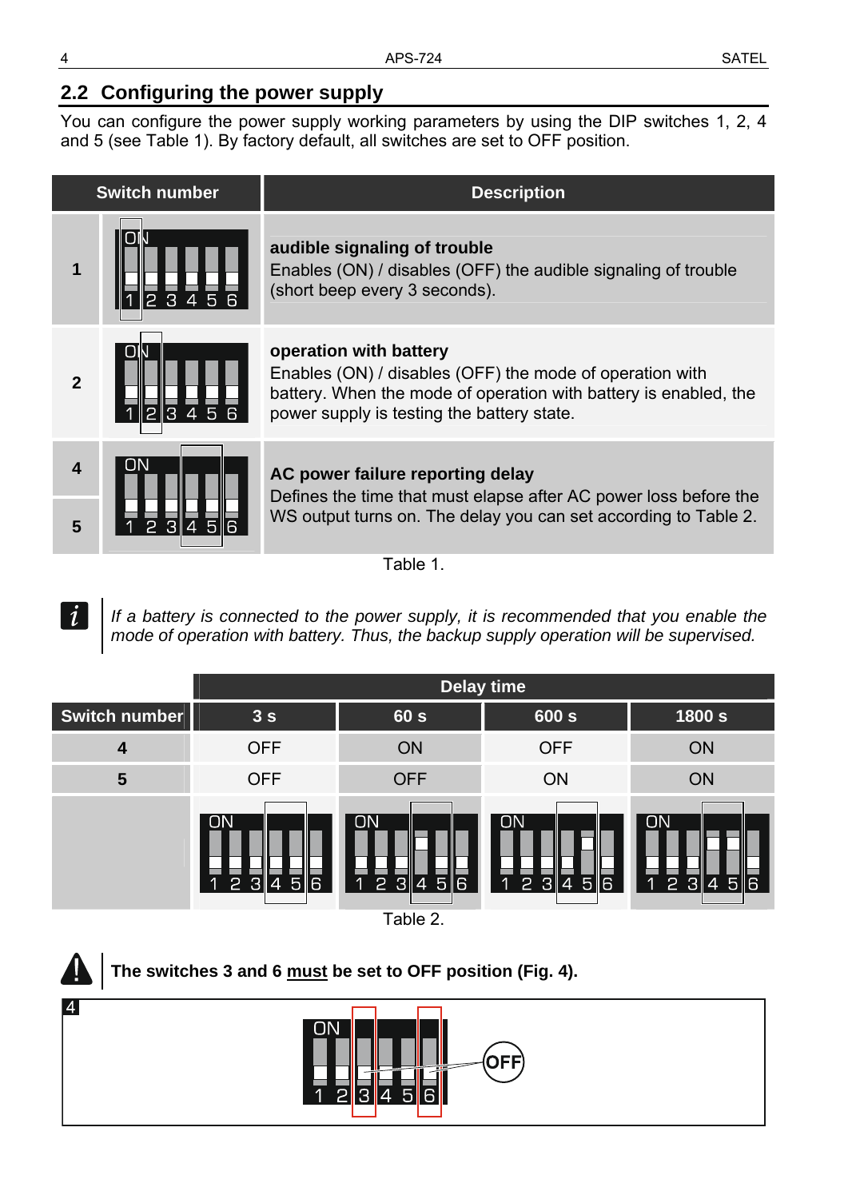## 2.2 Configuring the power supply

You can configure the power supply working parameters by using the DIP switches 1, 2, 4 and 5 (see Table 1). By factory default, all switches are set to OFF position.

| Switch number | Description |
|---|---|
| 1 | **audible signaling of trouble**<br>Enables (ON) / disables (OFF) the audible signaling of trouble (short beep every 3 seconds). |
| 2 | **operation with battery**<br>Enables (ON) / disables (OFF) the mode of operation with battery. When the mode of operation with battery is enabled, the power supply is testing the battery state. |
| 4<br>5 | **AC power failure reporting delay**<br>Defines the time that must elapse after AC power loss before the WS output turns on. The delay you can set according to Table 2. |

Table 1.

*If a battery is connected to the power supply, it is recommended that you enable the mode of operation with battery. Thus, the backup supply operation will be supervised.*

| | Delay time | | | |
|---|---|---|---|---|
| **Switch number** | **3 s** | **60 s** | **600 s** | **1800 s** |
| **4** | OFF | ON | OFF | ON |
| **5** | OFF | OFF | ON | ON |

Table 2.

**The switches 3 and 6 <u>must</u> be set to OFF position (Fig. 4).**

4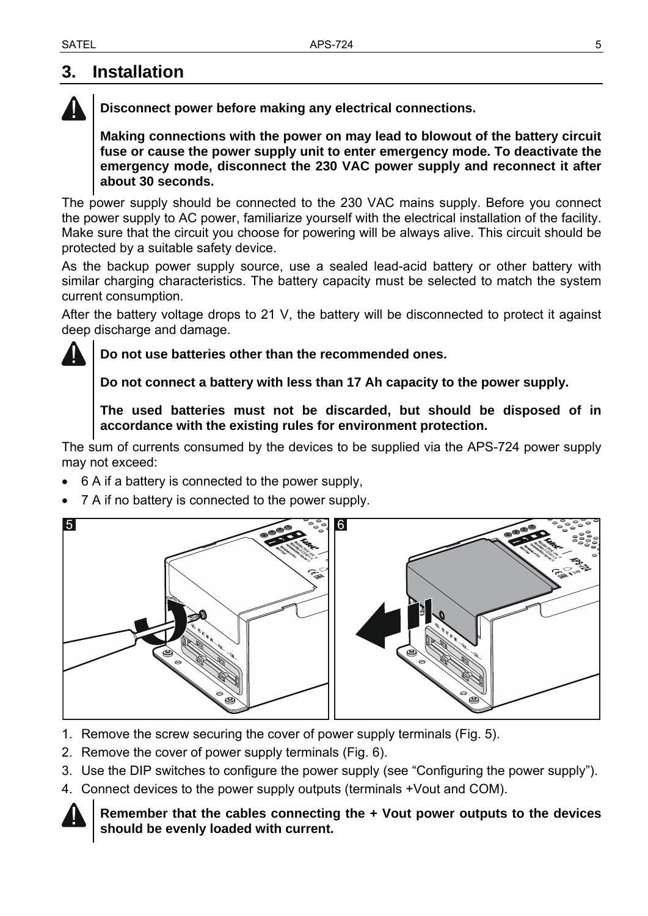# 3. Installation

**Disconnect power before making any electrical connections.**

**Making connections with the power on may lead to blowout of the battery circuit fuse or cause the power supply unit to enter emergency mode. To deactivate the emergency mode, disconnect the 230 VAC power supply and reconnect it after about 30 seconds.**

The power supply should be connected to the 230 VAC mains supply. Before you connect the power supply to AC power, familiarize yourself with the electrical installation of the facility. Make sure that the circuit you choose for powering will be always alive. This circuit should be protected by a suitable safety device.

As the backup power supply source, use a sealed lead-acid battery or other battery with similar charging characteristics. The battery capacity must be selected to match the system current consumption.

After the battery voltage drops to 21 V, the battery will be disconnected to protect it against deep discharge and damage.

**Do not use batteries other than the recommended ones.**

**Do not connect a battery with less than 17 Ah capacity to the power supply.**

**The used batteries must not be discarded, but should be disposed of in accordance with the existing rules for environment protection.**

The sum of currents consumed by the devices to be supplied via the APS-724 power supply may not exceed:

- 6 A if a battery is connected to the power supply,
- 7 A if no battery is connected to the power supply.

1. Remove the screw securing the cover of power supply terminals (Fig. 5).
2. Remove the cover of power supply terminals (Fig. 6).
3. Use the DIP switches to configure the power supply (see “Configuring the power supply”).
4. Connect devices to the power supply outputs (terminals +Vout and COM).

**Remember that the cables connecting the + Vout power outputs to the devices should be evenly loaded with current.**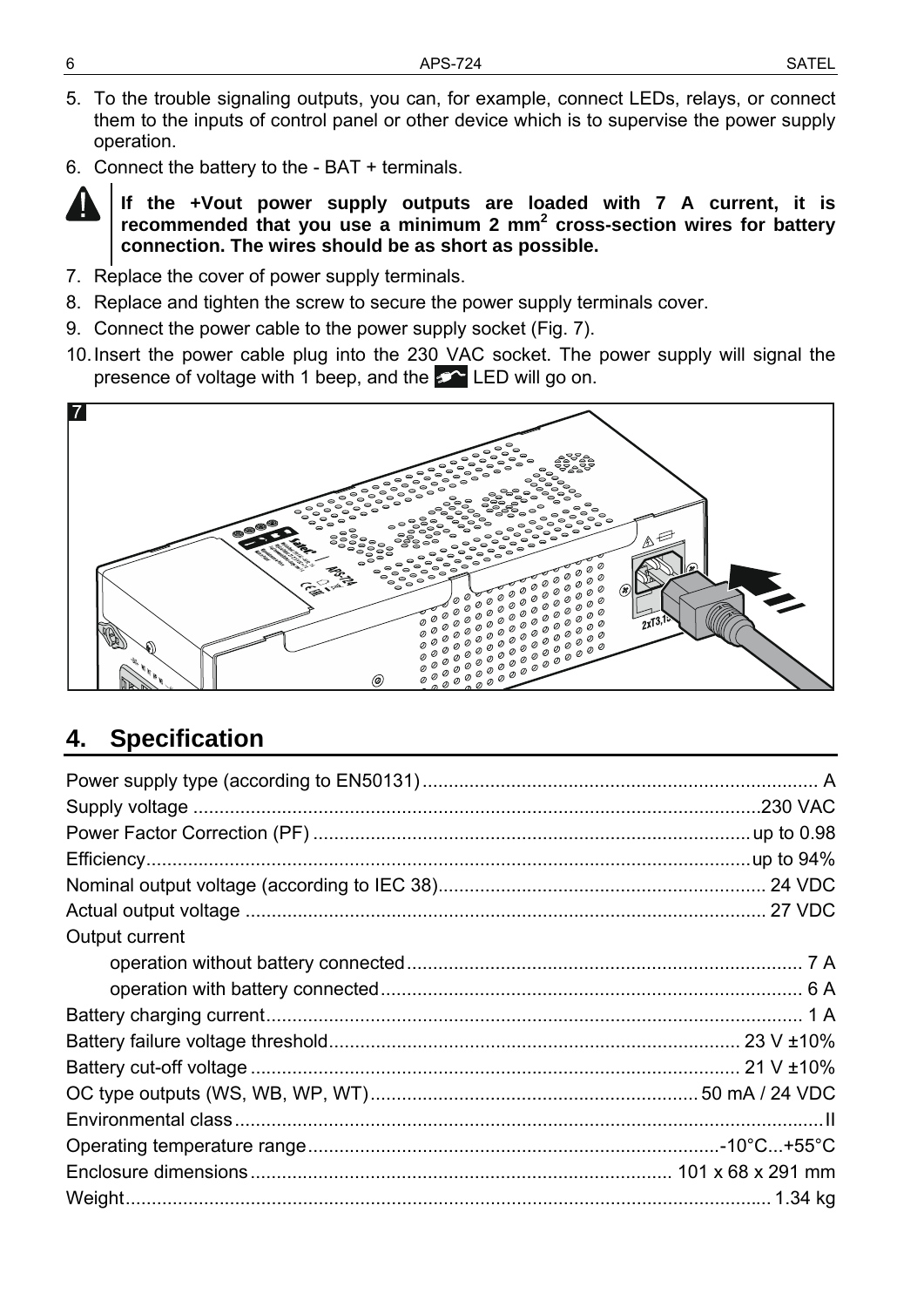5. To the trouble signaling outputs, you can, for example, connect LEDs, relays, or connect them to the inputs of control panel or other device which is to supervise the power supply operation.
6. Connect the battery to the - BAT + terminals.

**If the +Vout power supply outputs are loaded with 7 A current, it is recommended that you use a minimum 2 mm$^2$ cross-section wires for battery connection. The wires should be as short as possible.**

7. Replace the cover of power supply terminals.
8. Replace and tighten the screw to secure the power supply terminals cover.
9. Connect the power cable to the power supply socket (Fig. 7).
10. Insert the power cable plug into the 230 VAC socket. The power supply will signal the presence of voltage with 1 beep, and the LED will go on.

7

## 4. Specification

| | |
|---|---|
| Power supply type (according to EN50131) | A |
| Supply voltage | 230 VAC |
| Power Factor Correction (PF) | up to 0.98 |
| Efficiency | up to 94% |
| Nominal output voltage (according to IEC 38) | 24 VDC |
| Actual output voltage | 27 VDC |
| Output current | |
| operation without battery connected | 7 A |
| operation with battery connected | 6 A |
| Battery charging current | 1 A |
| Battery failure voltage threshold | 23 V ±10% |
| Battery cut-off voltage | 21 V ±10% |
| OC type outputs (WS, WB, WP, WT) | 50 mA / 24 VDC |
| Environmental class | II |
| Operating temperature range | -10°C...+55°C |
| Enclosure dimensions | 101 x 68 x 291 mm |
| Weight | 1.34 kg |